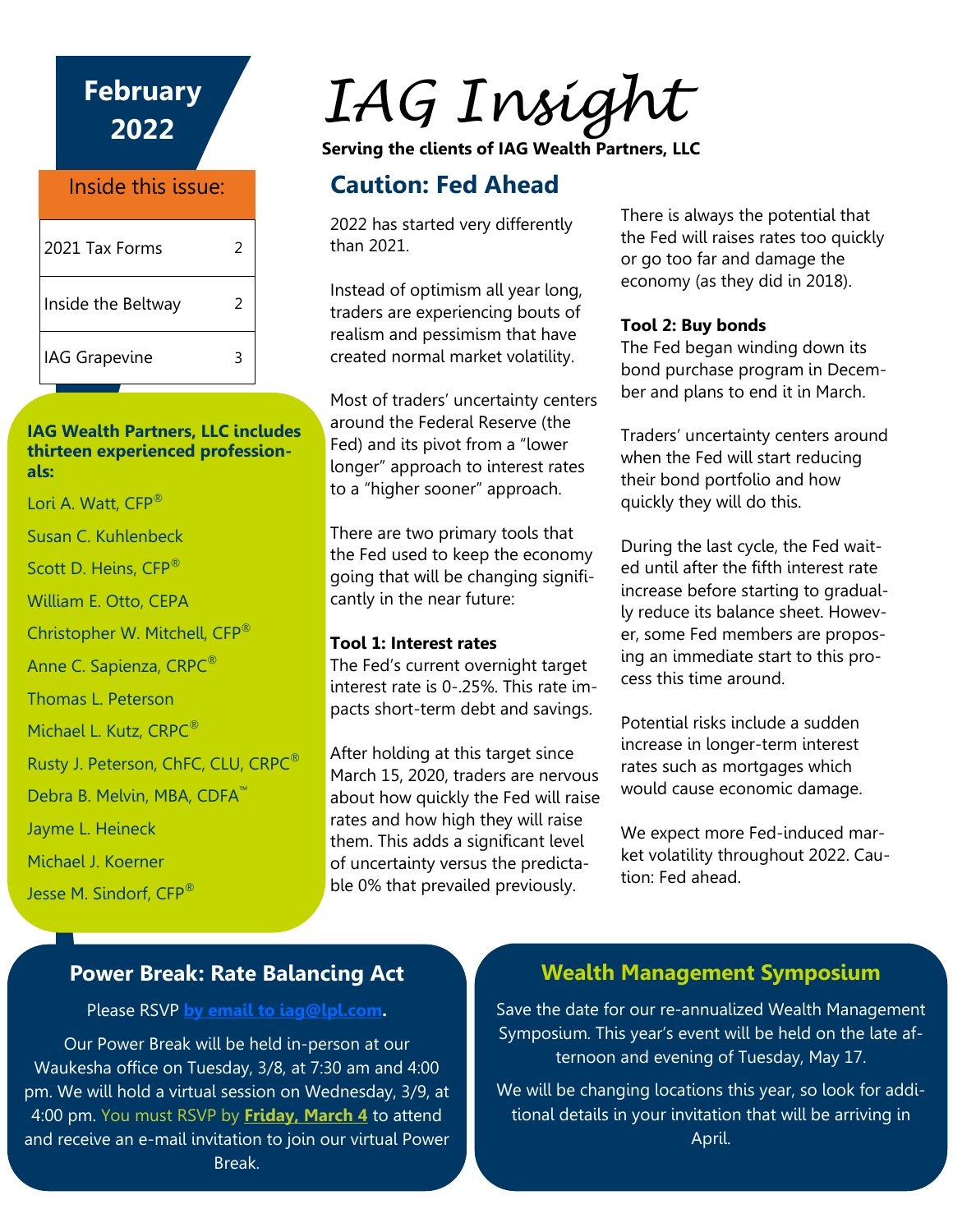# IAG Insight

**Serving the clients of IAG Wealth Partners, LLC**

**February 2022**

## Inside this issue:

| | |
|---|---|
| 2021 Tax Forms | 2 |
| Inside the Beltway | 2 |
| IAG Grapevine | 3 |

**IAG Wealth Partners, LLC includes thirteen experienced professionals:**

Lori A. Watt, CFP®

Susan C. Kuhlenbeck

Scott D. Heins, CFP®

William E. Otto, CEPA

Christopher W. Mitchell, CFP®

Anne C. Sapienza, CRPC®

Thomas L. Peterson

Michael L. Kutz, CRPC®

Rusty J. Peterson, ChFC, CLU, CRPC®

Debra B. Melvin, MBA, CDFA™

Jayme L. Heineck

Michael J. Koerner

Jesse M. Sindorf, CFP®

## Caution: Fed Ahead

2022 has started very differently than 2021.

Instead of optimism all year long, traders are experiencing bouts of realism and pessimism that have created normal market volatility.

Most of traders' uncertainty centers around the Federal Reserve (the Fed) and its pivot from a "lower longer" approach to interest rates to a "higher sooner" approach.

There are two primary tools that the Fed used to keep the economy going that will be changing significantly in the near future:

**Tool 1: Interest rates**
The Fed's current overnight target interest rate is 0-.25%. This rate impacts short-term debt and savings.

After holding at this target since March 15, 2020, traders are nervous about how quickly the Fed will raise rates and how high they will raise them. This adds a significant level of uncertainty versus the predictable 0% that prevailed previously.

There is always the potential that the Fed will raises rates too quickly or go too far and damage the economy (as they did in 2018).

**Tool 2: Buy bonds**
The Fed began winding down its bond purchase program in December and plans to end it in March.

Traders' uncertainty centers around when the Fed will start reducing their bond portfolio and how quickly they will do this.

During the last cycle, the Fed waited until after the fifth interest rate increase before starting to gradually reduce its balance sheet. However, some Fed members are proposing an immediate start to this process this time around.

Potential risks include a sudden increase in longer-term interest rates such as mortgages which would cause economic damage.

We expect more Fed-induced market volatility throughout 2022. Caution: Fed ahead.

## Power Break: Rate Balancing Act

Please RSVP **by email to iag@lpl.com.**

Our Power Break will be held in-person at our Waukesha office on Tuesday, 3/8, at 7:30 am and 4:00 pm. We will hold a virtual session on Wednesday, 3/9, at 4:00 pm. You must RSVP by **Friday, March 4** to attend and receive an e-mail invitation to join our virtual Power Break.

## Wealth Management Symposium

Save the date for our re-annualized Wealth Management Symposium. This year's event will be held on the late afternoon and evening of Tuesday, May 17.

We will be changing locations this year, so look for additional details in your invitation that will be arriving in April.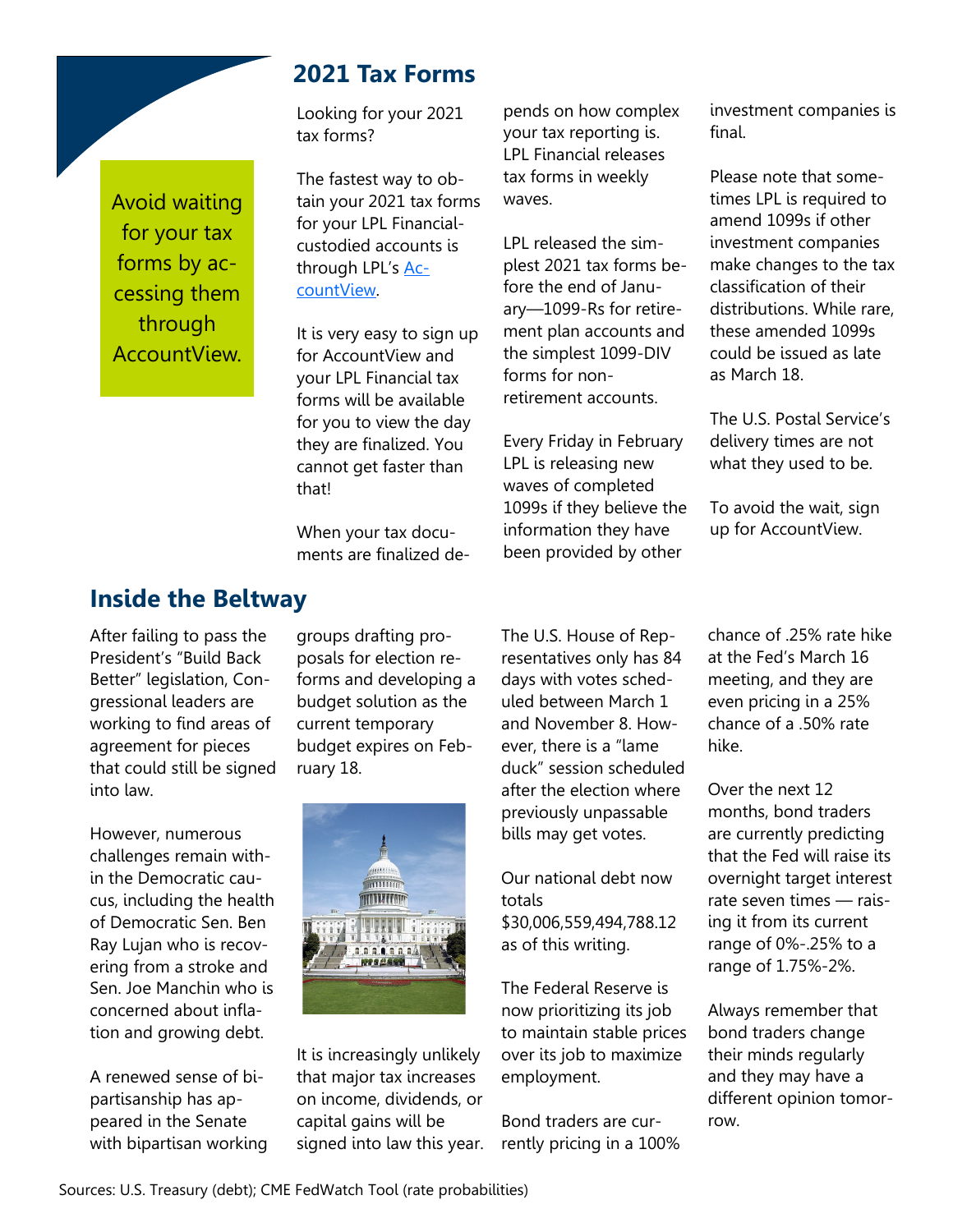## 2021 Tax Forms

Avoid waiting for your tax forms by accessing them through AccountView.

Looking for your 2021 tax forms?

The fastest way to obtain your 2021 tax forms for your LPL Financial-custodied accounts is through LPL's [AccountView]().

It is very easy to sign up for AccountView and your LPL Financial tax forms will be available for you to view the day they are finalized. You cannot get faster than that!

When your tax documents are finalized depends on how complex your tax reporting is. LPL Financial releases tax forms in weekly waves.

LPL released the simplest 2021 tax forms before the end of January—1099-Rs for retirement plan accounts and the simplest 1099-DIV forms for non-retirement accounts.

Every Friday in February LPL is releasing new waves of completed 1099s if they believe the information they have been provided by other investment companies is final.

Please note that sometimes LPL is required to amend 1099s if other investment companies make changes to the tax classification of their distributions. While rare, these amended 1099s could be issued as late as March 18.

The U.S. Postal Service's delivery times are not what they used to be.

To avoid the wait, sign up for AccountView.

## Inside the Beltway

After failing to pass the President's "Build Back Better" legislation, Congressional leaders are working to find areas of agreement for pieces that could still be signed into law.

However, numerous challenges remain within the Democratic caucus, including the health of Democratic Sen. Ben Ray Lujan who is recovering from a stroke and Sen. Joe Manchin who is concerned about inflation and growing debt.

A renewed sense of bipartisanship has appeared in the Senate with bipartisan working groups drafting proposals for election reforms and developing a budget solution as the current temporary budget expires on February 18.

It is increasingly unlikely that major tax increases on income, dividends, or capital gains will be signed into law this year.

The U.S. House of Representatives only has 84 days with votes scheduled between March 1 and November 8. However, there is a "lame duck" session scheduled after the election where previously unpassable bills may get votes.

Our national debt now totals $30,006,559,494,788.12 as of this writing.

The Federal Reserve is now prioritizing its job to maintain stable prices over its job to maximize employment.

Bond traders are currently pricing in a 100% chance of .25% rate hike at the Fed's March 16 meeting, and they are even pricing in a 25% chance of a .50% rate hike.

Over the next 12 months, bond traders are currently predicting that the Fed will raise its overnight target interest rate seven times — raising it from its current range of 0%-.25% to a range of 1.75%-2%.

Always remember that bond traders change their minds regularly and they may have a different opinion tomorrow.

Sources: U.S. Treasury (debt); CME FedWatch Tool (rate probabilities)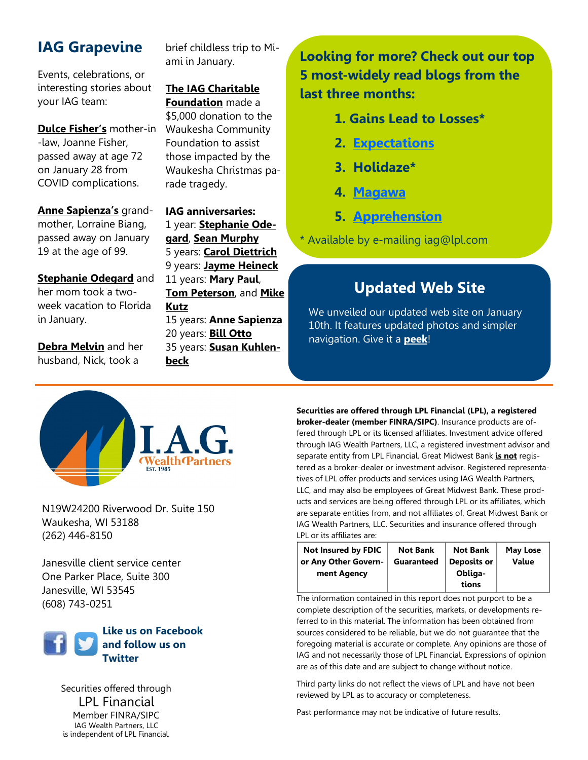## IAG Grapevine

Events, celebrations, or interesting stories about your IAG team:

**Dulce Fisher's** mother-in-law, Joanne Fisher, passed away at age 72 on January 28 from COVID complications.

**Anne Sapienza's** grandmother, Lorraine Biang, passed away on January 19 at the age of 99.

**Stephanie Odegard** and her mom took a two-week vacation to Florida in January.

**Debra Melvin** and her husband, Nick, took a brief childless trip to Miami in January.

**The IAG Charitable Foundation** made a $5,000 donation to the Waukesha Community Foundation to assist those impacted by the Waukesha Christmas parade tragedy.

**IAG anniversaries:**
1 year: **Stephanie Odegard**, **Sean Murphy**
5 years: **Carol Diettrich**
9 years: **Jayme Heineck**
11 years: **Mary Paul**, **Tom Peterson**, and **Mike Kutz**
15 years: **Anne Sapienza**
20 years: **Bill Otto**
35 years: **Susan Kuhlenbeck**

## Looking for more? Check out our top 5 most-widely read blogs from the last three months:

1. **Gains Lead to Losses***
2. **Expectations**
3. **Holidaze***
4. **Magawa**
5. **Apprehension**

* Available by e-mailing iag@lpl.com

## Updated Web Site

We unveiled our updated web site on January 10th. It features updated photos and simpler navigation. Give it a **peek**!

I.A.G. Wealth Partners
Est. 1985

N19W24200 Riverwood Dr. Suite 150
Waukesha, WI 53188
(262) 446-8150

Janesville client service center
One Parker Place, Suite 300
Janesville, WI 53545
(608) 743-0251

**Like us on Facebook and follow us on Twitter**

Securities offered through
LPL Financial
Member FINRA/SIPC
IAG Wealth Partners, LLC
is independent of LPL Financial.

**Securities are offered through LPL Financial (LPL), a registered broker-dealer (member FINRA/SIPC)**. Insurance products are offered through LPL or its licensed affiliates. Investment advice offered through IAG Wealth Partners, LLC, a registered investment advisor and separate entity from LPL Financial. Great Midwest Bank **is not** registered as a broker-dealer or investment advisor. Registered representatives of LPL offer products and services using IAG Wealth Partners, LLC, and may also be employees of Great Midwest Bank. These products and services are being offered through LPL or its affiliates, which are separate entities from, and not affiliates of, Great Midwest Bank or IAG Wealth Partners, LLC. Securities and insurance offered through LPL or its affiliates are:

| Not Insured by FDIC or Any Other Government Agency | Not Bank Guaranteed | Not Bank Deposits or Obligations | May Lose Value |
|---|---|---|---|

The information contained in this report does not purport to be a complete description of the securities, markets, or developments referred to in this material. The information has been obtained from sources considered to be reliable, but we do not guarantee that the foregoing material is accurate or complete. Any opinions are those of IAG and not necessarily those of LPL Financial. Expressions of opinion are as of this date and are subject to change without notice.

Third party links do not reflect the views of LPL and have not been reviewed by LPL as to accuracy or completeness.

Past performance may not be indicative of future results.